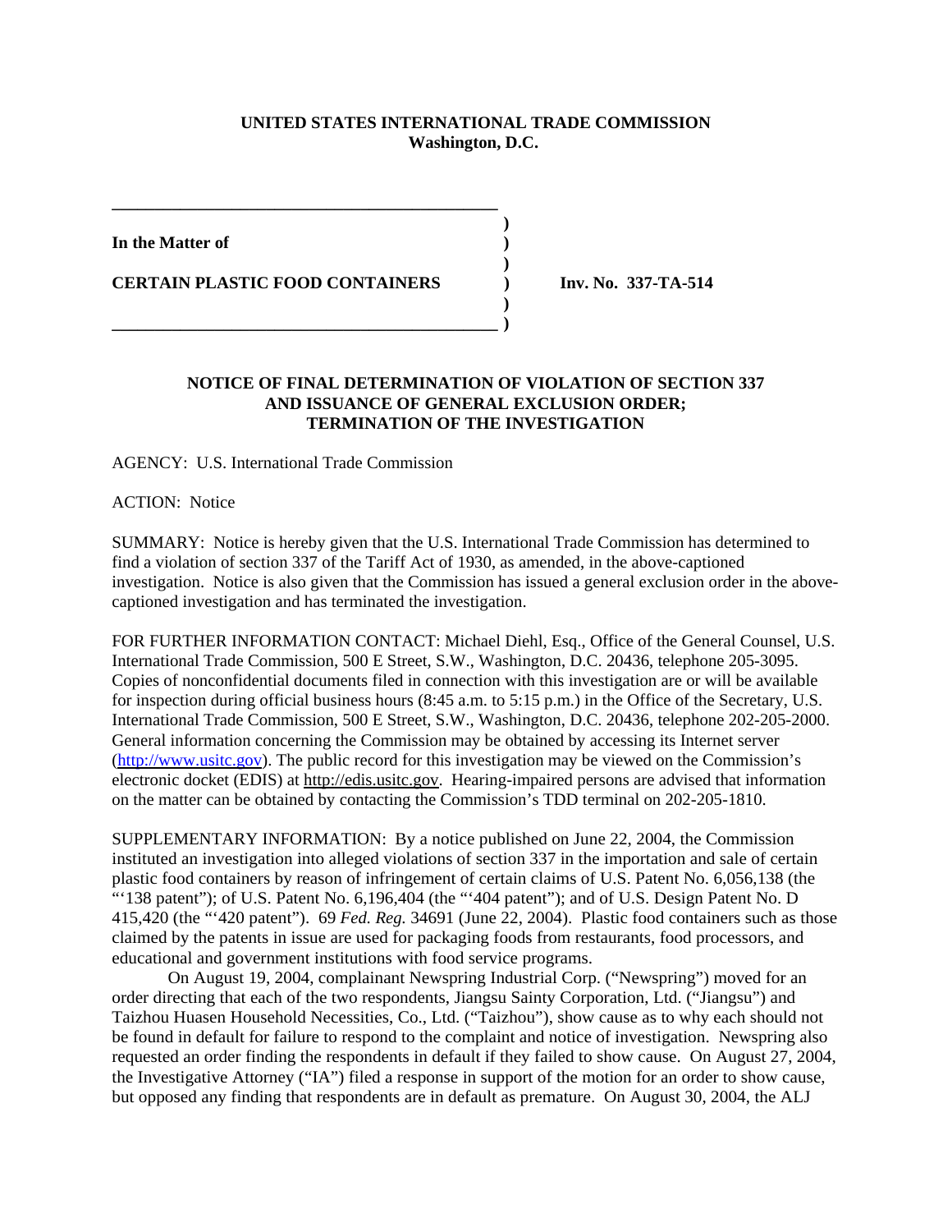**UNITED STATES INTERNATIONAL TRADE COMMISSION**
**Washington, D.C.**

**In the Matter of**

**CERTAIN PLASTIC FOOD CONTAINERS** **Inv. No. 337-TA-514**

**NOTICE OF FINAL DETERMINATION OF VIOLATION OF SECTION 337 AND ISSUANCE OF GENERAL EXCLUSION ORDER; TERMINATION OF THE INVESTIGATION**

AGENCY: U.S. International Trade Commission

ACTION: Notice

SUMMARY: Notice is hereby given that the U.S. International Trade Commission has determined to find a violation of section 337 of the Tariff Act of 1930, as amended, in the above-captioned investigation. Notice is also given that the Commission has issued a general exclusion order in the above-captioned investigation and has terminated the investigation.

FOR FURTHER INFORMATION CONTACT: Michael Diehl, Esq., Office of the General Counsel, U.S. International Trade Commission, 500 E Street, S.W., Washington, D.C. 20436, telephone 205-3095. Copies of nonconfidential documents filed in connection with this investigation are or will be available for inspection during official business hours (8:45 a.m. to 5:15 p.m.) in the Office of the Secretary, U.S. International Trade Commission, 500 E Street, S.W., Washington, D.C. 20436, telephone 202-205-2000. General information concerning the Commission may be obtained by accessing its Internet server (http://www.usitc.gov). The public record for this investigation may be viewed on the Commission's electronic docket (EDIS) at http://edis.usitc.gov. Hearing-impaired persons are advised that information on the matter can be obtained by contacting the Commission's TDD terminal on 202-205-1810.

SUPPLEMENTARY INFORMATION: By a notice published on June 22, 2004, the Commission instituted an investigation into alleged violations of section 337 in the importation and sale of certain plastic food containers by reason of infringement of certain claims of U.S. Patent No. 6,056,138 (the "'138 patent"); of U.S. Patent No. 6,196,404 (the "'404 patent"); and of U.S. Design Patent No. D 415,420 (the "'420 patent"). 69 *Fed. Reg.* 34691 (June 22, 2004). Plastic food containers such as those claimed by the patents in issue are used for packaging foods from restaurants, food processors, and educational and government institutions with food service programs.

On August 19, 2004, complainant Newspring Industrial Corp. ("Newspring") moved for an order directing that each of the two respondents, Jiangsu Sainty Corporation, Ltd. ("Jiangsu") and Taizhou Huasen Household Necessities, Co., Ltd. ("Taizhou"), show cause as to why each should not be found in default for failure to respond to the complaint and notice of investigation. Newspring also requested an order finding the respondents in default if they failed to show cause. On August 27, 2004, the Investigative Attorney ("IA") filed a response in support of the motion for an order to show cause, but opposed any finding that respondents are in default as premature. On August 30, 2004, the ALJ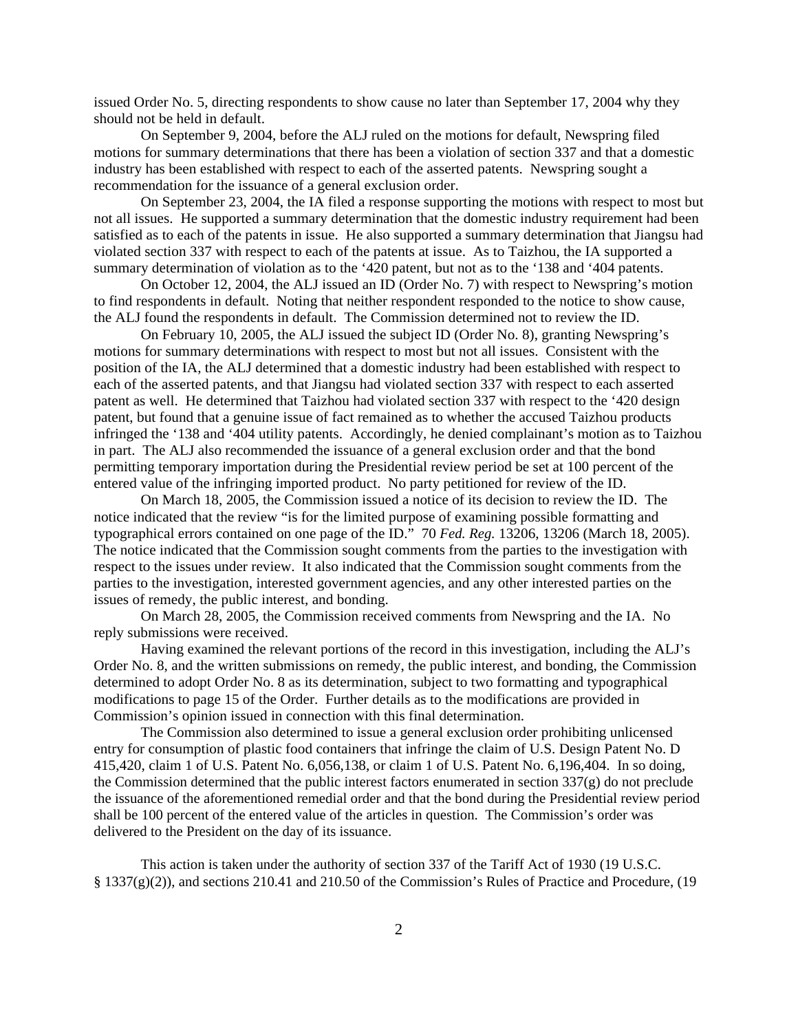issued Order No. 5, directing respondents to show cause no later than September 17, 2004 why they should not be held in default.

On September 9, 2004, before the ALJ ruled on the motions for default, Newspring filed motions for summary determinations that there has been a violation of section 337 and that a domestic industry has been established with respect to each of the asserted patents. Newspring sought a recommendation for the issuance of a general exclusion order.

On September 23, 2004, the IA filed a response supporting the motions with respect to most but not all issues. He supported a summary determination that the domestic industry requirement had been satisfied as to each of the patents in issue. He also supported a summary determination that Jiangsu had violated section 337 with respect to each of the patents at issue. As to Taizhou, the IA supported a summary determination of violation as to the '420 patent, but not as to the '138 and '404 patents.

On October 12, 2004, the ALJ issued an ID (Order No. 7) with respect to Newspring's motion to find respondents in default. Noting that neither respondent responded to the notice to show cause, the ALJ found the respondents in default. The Commission determined not to review the ID.

On February 10, 2005, the ALJ issued the subject ID (Order No. 8), granting Newspring's motions for summary determinations with respect to most but not all issues. Consistent with the position of the IA, the ALJ determined that a domestic industry had been established with respect to each of the asserted patents, and that Jiangsu had violated section 337 with respect to each asserted patent as well. He determined that Taizhou had violated section 337 with respect to the '420 design patent, but found that a genuine issue of fact remained as to whether the accused Taizhou products infringed the '138 and '404 utility patents. Accordingly, he denied complainant's motion as to Taizhou in part. The ALJ also recommended the issuance of a general exclusion order and that the bond permitting temporary importation during the Presidential review period be set at 100 percent of the entered value of the infringing imported product. No party petitioned for review of the ID.

On March 18, 2005, the Commission issued a notice of its decision to review the ID. The notice indicated that the review "is for the limited purpose of examining possible formatting and typographical errors contained on one page of the ID." 70 *Fed. Reg.* 13206, 13206 (March 18, 2005). The notice indicated that the Commission sought comments from the parties to the investigation with respect to the issues under review. It also indicated that the Commission sought comments from the parties to the investigation, interested government agencies, and any other interested parties on the issues of remedy, the public interest, and bonding.

On March 28, 2005, the Commission received comments from Newspring and the IA. No reply submissions were received.

Having examined the relevant portions of the record in this investigation, including the ALJ's Order No. 8, and the written submissions on remedy, the public interest, and bonding, the Commission determined to adopt Order No. 8 as its determination, subject to two formatting and typographical modifications to page 15 of the Order. Further details as to the modifications are provided in Commission's opinion issued in connection with this final determination.

The Commission also determined to issue a general exclusion order prohibiting unlicensed entry for consumption of plastic food containers that infringe the claim of U.S. Design Patent No. D 415,420, claim 1 of U.S. Patent No. 6,056,138, or claim 1 of U.S. Patent No. 6,196,404. In so doing, the Commission determined that the public interest factors enumerated in section 337(g) do not preclude the issuance of the aforementioned remedial order and that the bond during the Presidential review period shall be 100 percent of the entered value of the articles in question. The Commission's order was delivered to the President on the day of its issuance.

This action is taken under the authority of section 337 of the Tariff Act of 1930 (19 U.S.C. § 1337(g)(2)), and sections 210.41 and 210.50 of the Commission's Rules of Practice and Procedure, (19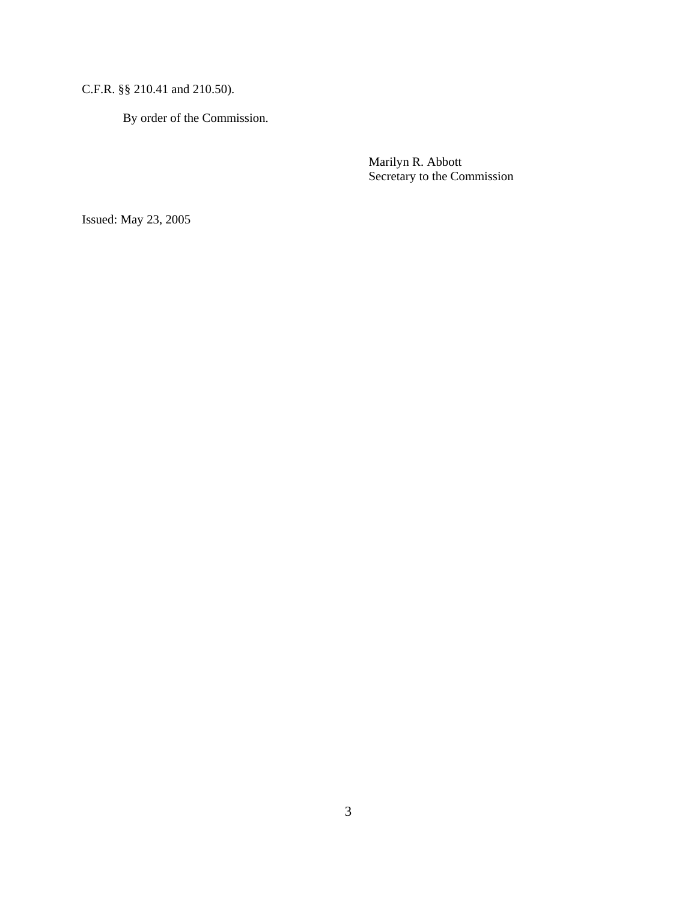C.F.R. §§ 210.41 and 210.50).

By order of the Commission.

Marilyn R. Abbott
Secretary to the Commission

Issued: May 23, 2005